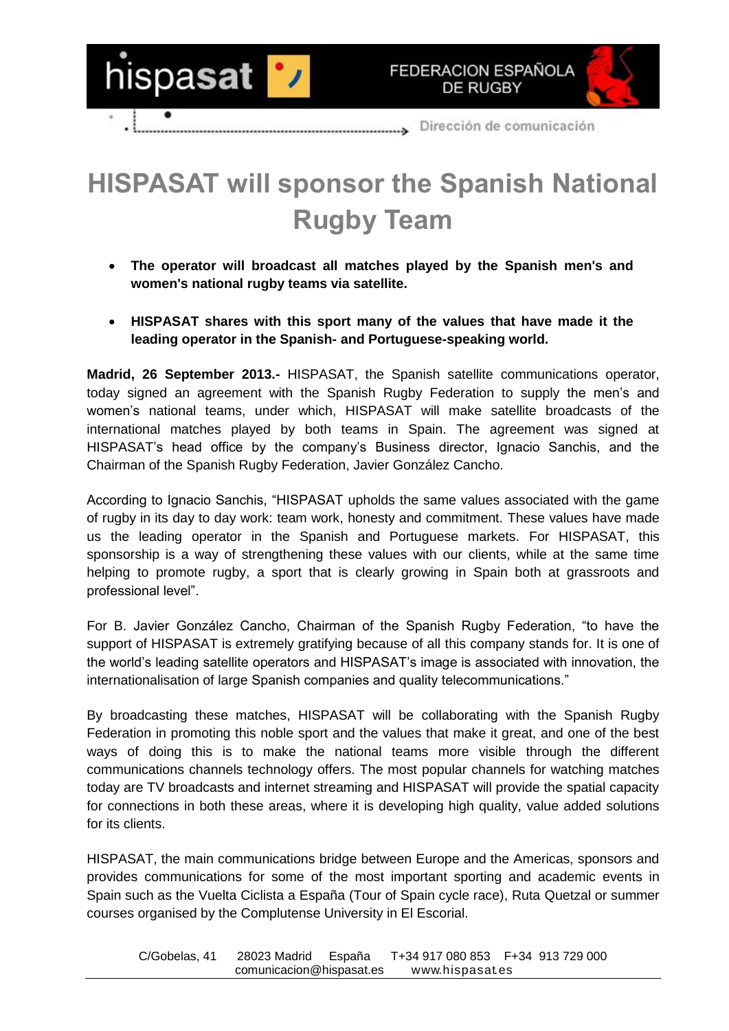# HISPASAT will sponsor the Spanish National Rugby Team

- **The operator will broadcast all matches played by the Spanish men's and women's national rugby teams via satellite.**

- **HISPASAT shares with this sport many of the values that have made it the leading operator in the Spanish- and Portuguese-speaking world.**

**Madrid, 26 September 2013.-** HISPASAT, the Spanish satellite communications operator, today signed an agreement with the Spanish Rugby Federation to supply the men's and women's national teams, under which, HISPASAT will make satellite broadcasts of the international matches played by both teams in Spain. The agreement was signed at HISPASAT's head office by the company's Business director, Ignacio Sanchis, and the Chairman of the Spanish Rugby Federation, Javier González Cancho.

According to Ignacio Sanchis, "HISPASAT upholds the same values associated with the game of rugby in its day to day work: team work, honesty and commitment. These values have made us the leading operator in the Spanish and Portuguese markets. For HISPASAT, this sponsorship is a way of strengthening these values with our clients, while at the same time helping to promote rugby, a sport that is clearly growing in Spain both at grassroots and professional level".

For B. Javier González Cancho, Chairman of the Spanish Rugby Federation, "to have the support of HISPASAT is extremely gratifying because of all this company stands for. It is one of the world's leading satellite operators and HISPASAT's image is associated with innovation, the internationalisation of large Spanish companies and quality telecommunications."

By broadcasting these matches, HISPASAT will be collaborating with the Spanish Rugby Federation in promoting this noble sport and the values that make it great, and one of the best ways of doing this is to make the national teams more visible through the different communications channels technology offers. The most popular channels for watching matches today are TV broadcasts and internet streaming and HISPASAT will provide the spatial capacity for connections in both these areas, where it is developing high quality, value added solutions for its clients.

HISPASAT, the main communications bridge between Europe and the Americas, sponsors and provides communications for some of the most important sporting and academic events in Spain such as the Vuelta Ciclista a España (Tour of Spain cycle race), Ruta Quetzal or summer courses organised by the Complutense University in El Escorial.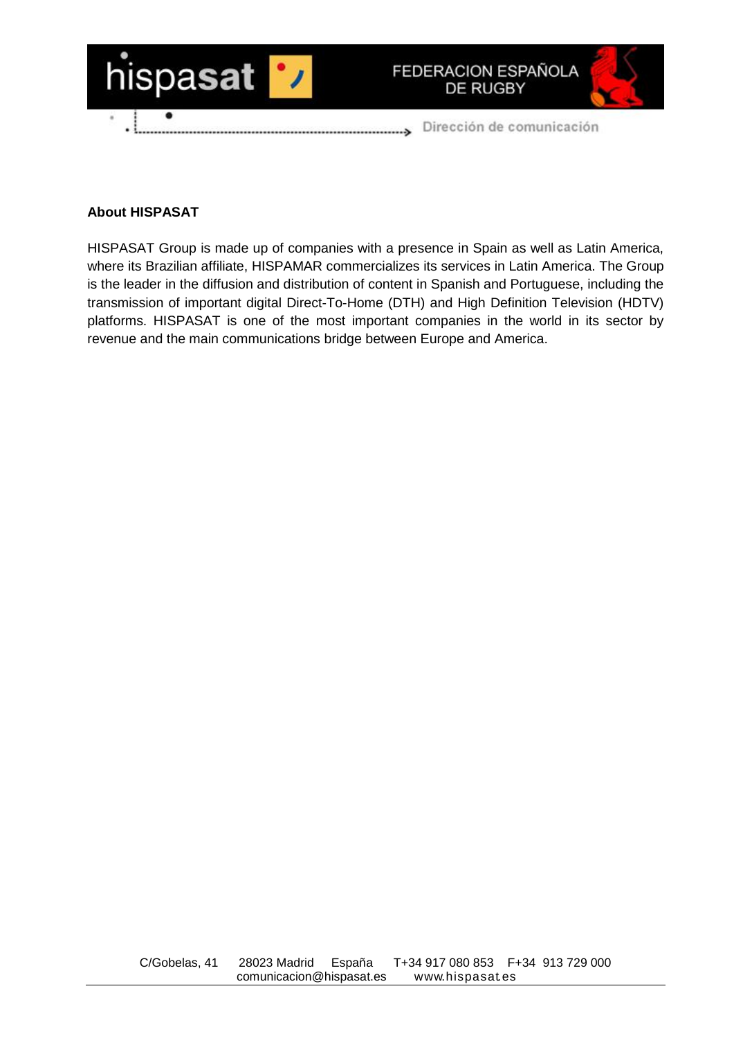**About HISPASAT**

HISPASAT Group is made up of companies with a presence in Spain as well as Latin America, where its Brazilian affiliate, HISPAMAR commercializes its services in Latin America. The Group is the leader in the diffusion and distribution of content in Spanish and Portuguese, including the transmission of important digital Direct-To-Home (DTH) and High Definition Television (HDTV) platforms. HISPASAT is one of the most important companies in the world in its sector by revenue and the main communications bridge between Europe and America.